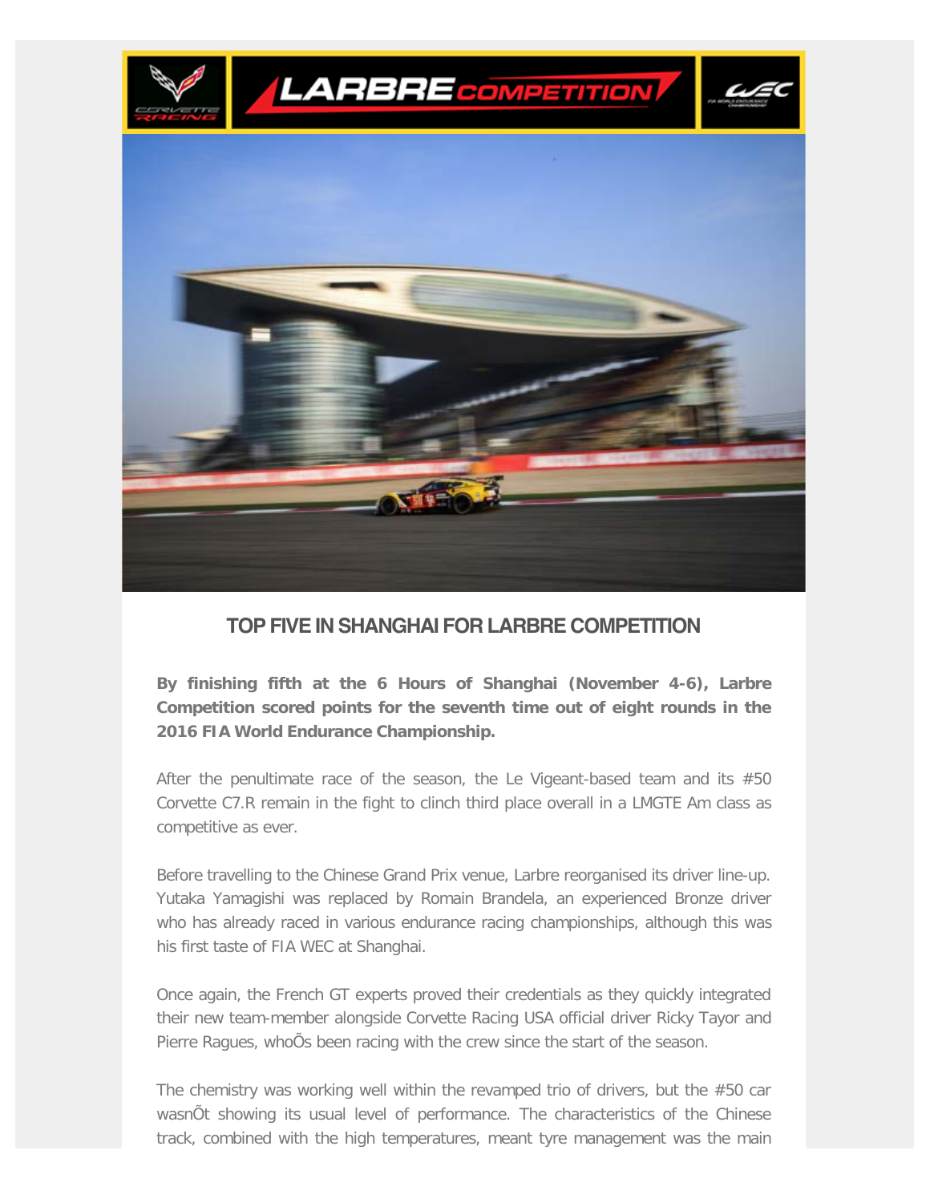## TOP FIVE IN SHANGHAI FOR LARBRE COMPETITION

**By finishing fifth at the 6 Hours of Shanghai (November 4-6), Larbre Competition scored points for the seventh time out of eight rounds in the 2016 FIA World Endurance Championship.**

After the penultimate race of the season, the Le Vigeant-based team and its #50 Corvette C7.R remain in the fight to clinch third place overall in a LMGTE Am class as competitive as ever.

Before travelling to the Chinese Grand Prix venue, Larbre reorganised its driver line-up. Yutaka Yamagishi was replaced by Romain Brandela, an experienced Bronze driver who has already raced in various endurance racing championships, although this was his first taste of FIA WEC at Shanghai.

Once again, the French GT experts proved their credentials as they quickly integrated their new team-member alongside Corvette Racing USA official driver Ricky Tayor and Pierre Ragues, whoÕs been racing with the crew since the start of the season.

The chemistry was working well within the revamped trio of drivers, but the #50 car wasnÕt showing its usual level of performance. The characteristics of the Chinese track, combined with the high temperatures, meant tyre management was the main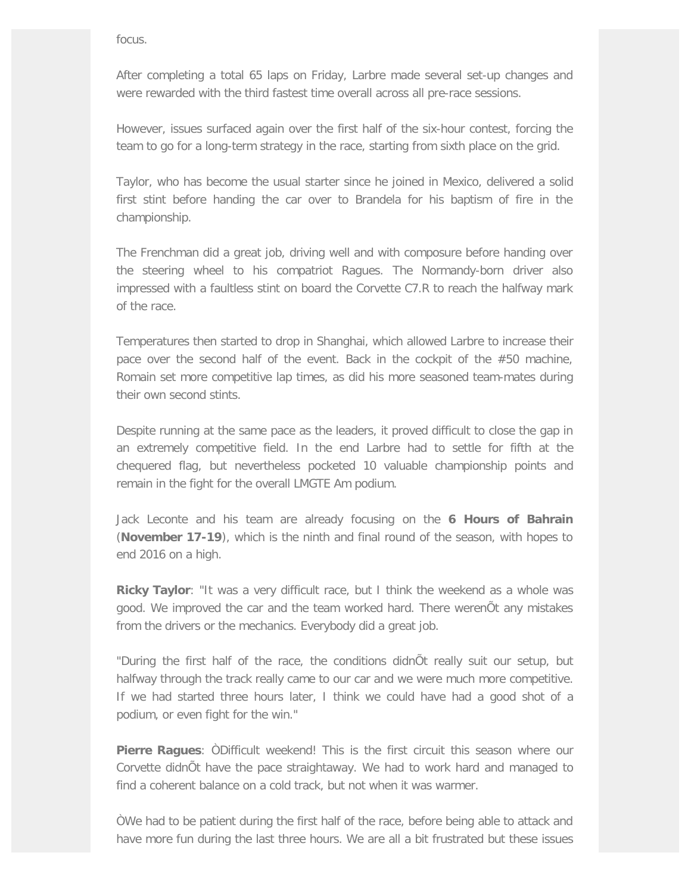focus.

After completing a total 65 laps on Friday, Larbre made several set-up changes and were rewarded with the third fastest time overall across all pre-race sessions.

However, issues surfaced again over the first half of the six-hour contest, forcing the team to go for a long-term strategy in the race, starting from sixth place on the grid.

Taylor, who has become the usual starter since he joined in Mexico, delivered a solid first stint before handing the car over to Brandela for his baptism of fire in the championship.

The Frenchman did a great job, driving well and with composure before handing over the steering wheel to his compatriot Ragues. The Normandy-born driver also impressed with a faultless stint on board the Corvette C7.R to reach the halfway mark of the race.

Temperatures then started to drop in Shanghai, which allowed Larbre to increase their pace over the second half of the event. Back in the cockpit of the #50 machine, Romain set more competitive lap times, as did his more seasoned team-mates during their own second stints.

Despite running at the same pace as the leaders, it proved difficult to close the gap in an extremely competitive field. In the end Larbre had to settle for fifth at the chequered flag, but nevertheless pocketed 10 valuable championship points and remain in the fight for the overall LMGTE Am podium.

Jack Leconte and his team are already focusing on the **6 Hours of Bahrain** (**November 17-19**), which is the ninth and final round of the season, with hopes to end 2016 on a high.

**Ricky Taylor**: "It was a very difficult race, but I think the weekend as a whole was good. We improved the car and the team worked hard. There werenÕt any mistakes from the drivers or the mechanics. Everybody did a great job.

"During the first half of the race, the conditions didnÕt really suit our setup, but halfway through the track really came to our car and we were much more competitive. If we had started three hours later, I think we could have had a good shot of a podium, or even fight for the win."

**Pierre Ragues**: ÒDifficult weekend! This is the first circuit this season where our Corvette didnÕt have the pace straightaway. We had to work hard and managed to find a coherent balance on a cold track, but not when it was warmer.

ÒWe had to be patient during the first half of the race, before being able to attack and have more fun during the last three hours. We are all a bit frustrated but these issues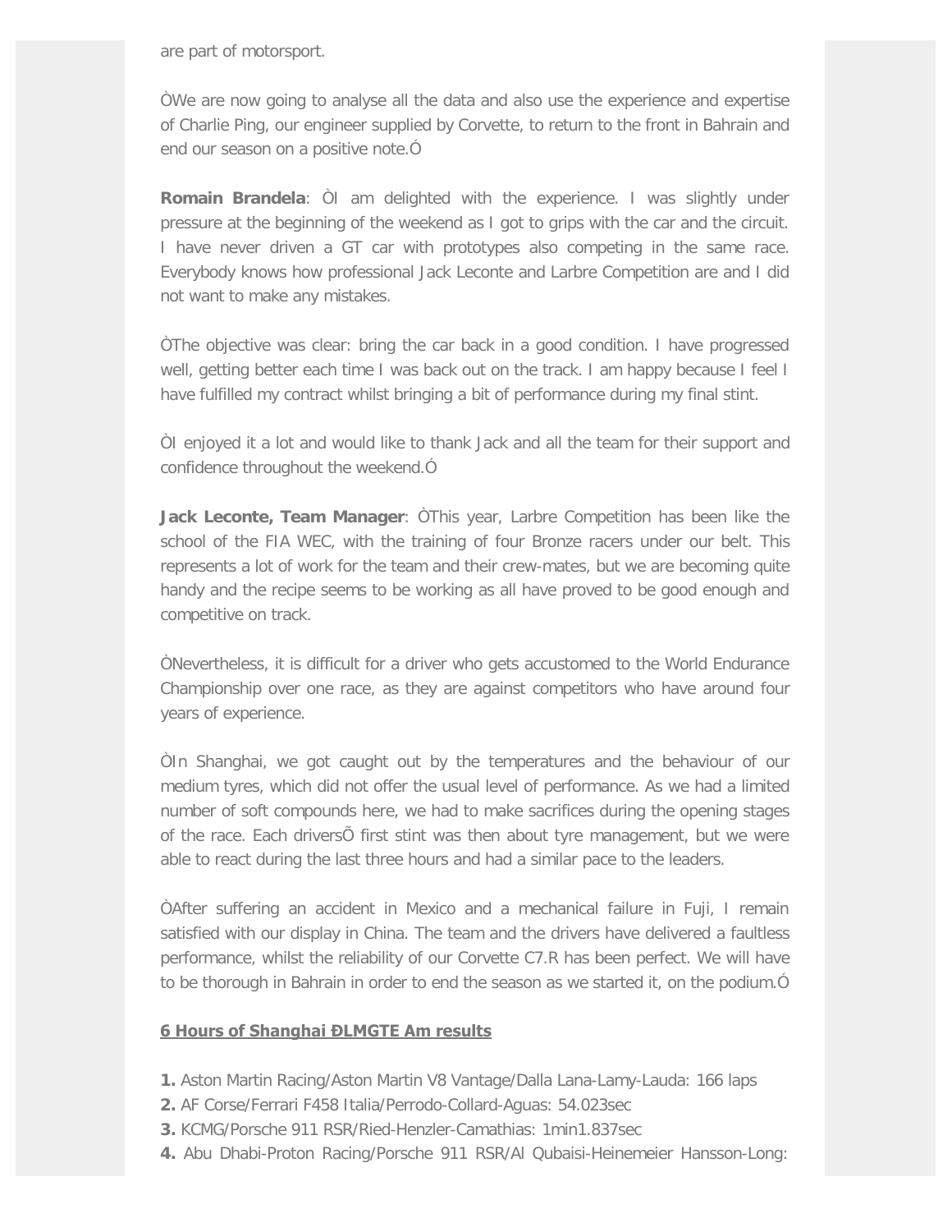are part of motorsport.

ÒWe are now going to analyse all the data and also use the experience and expertise of Charlie Ping, our engineer supplied by Corvette, to return to the front in Bahrain and end our season on a positive note.Ó

**Romain Brandela**: ÒI am delighted with the experience. I was slightly under pressure at the beginning of the weekend as I got to grips with the car and the circuit. I have never driven a GT car with prototypes also competing in the same race. Everybody knows how professional Jack Leconte and Larbre Competition are and I did not want to make any mistakes.

ÒThe objective was clear: bring the car back in a good condition. I have progressed well, getting better each time I was back out on the track. I am happy because I feel I have fulfilled my contract whilst bringing a bit of performance during my final stint.

ÒI enjoyed it a lot and would like to thank Jack and all the team for their support and confidence throughout the weekend.Ó

**Jack Leconte, Team Manager**: ÒThis year, Larbre Competition has been like the school of the FIA WEC, with the training of four Bronze racers under our belt. This represents a lot of work for the team and their crew-mates, but we are becoming quite handy and the recipe seems to be working as all have proved to be good enough and competitive on track.

ÒNevertheless, it is difficult for a driver who gets accustomed to the World Endurance Championship over one race, as they are against competitors who have around four years of experience.

ÒIn Shanghai, we got caught out by the temperatures and the behaviour of our medium tyres, which did not offer the usual level of performance. As we had a limited number of soft compounds here, we had to make sacrifices during the opening stages of the race. Each driversÕ first stint was then about tyre management, but we were able to react during the last three hours and had a similar pace to the leaders.

ÒAfter suffering an accident in Mexico and a mechanical failure in Fuji, I remain satisfied with our display in China. The team and the drivers have delivered a faultless performance, whilst the reliability of our Corvette C7.R has been perfect. We will have to be thorough in Bahrain in order to end the season as we started it, on the podium.Ó

**6 Hours of Shanghai ÐLMGTE Am results**

**1.** Aston Martin Racing/Aston Martin V8 Vantage/Dalla Lana-Lamy-Lauda: 166 laps
**2.** AF Corse/Ferrari F458 Italia/Perrodo-Collard-Aguas: 54.023sec
**3.** KCMG/Porsche 911 RSR/Ried-Henzler-Camathias: 1min1.837sec
**4.** Abu Dhabi-Proton Racing/Porsche 911 RSR/Al Qubaisi-Heinemeier Hansson-Long: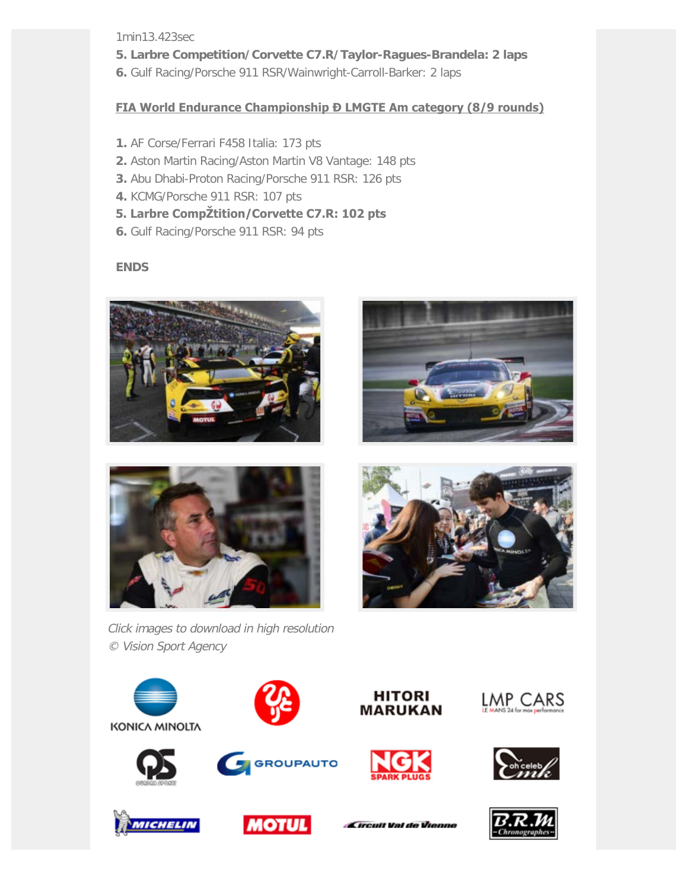1min13.423sec

**5. Larbre Competition/ Corvette C7.R/ Taylor-Ragues-Brandela: 2 laps**

**6.** Gulf Racing/Porsche 911 RSR/Wainwright-Carroll-Barker: 2 laps

**FIA World Endurance Championship Ð LMGTE Am category (8/9 rounds)**

**1.** AF Corse/Ferrari F458 Italia: 173 pts

**2.** Aston Martin Racing/Aston Martin V8 Vantage: 148 pts

**3.** Abu Dhabi-Proton Racing/Porsche 911 RSR: 126 pts

**4.** KCMG/Porsche 911 RSR: 107 pts

**5. Larbre CompŽtition/Corvette C7.R: 102 pts**

**6.** Gulf Racing/Porsche 911 RSR: 94 pts

**ENDS**

*Click images to download in high resolution*

*© Vision Sport Agency*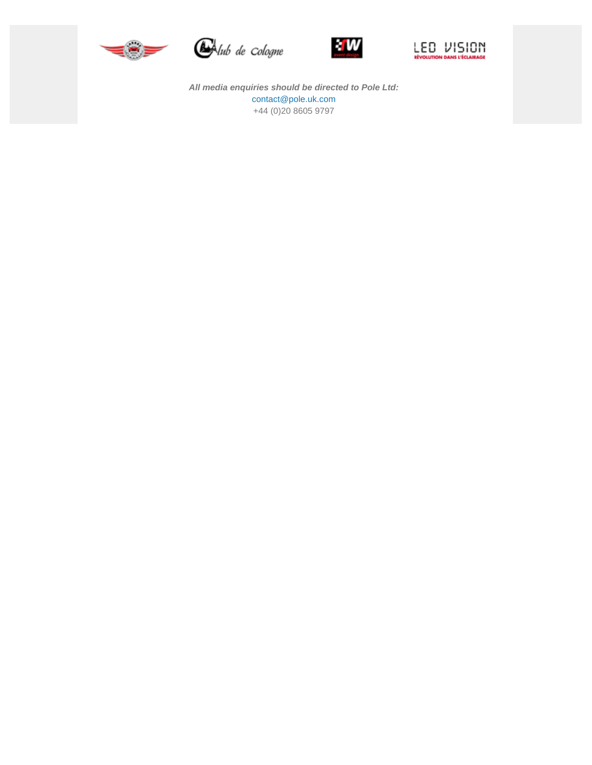***All media enquiries should be directed to Pole Ltd:***
contact@pole.uk.com
+44 (0)20 8605 9797